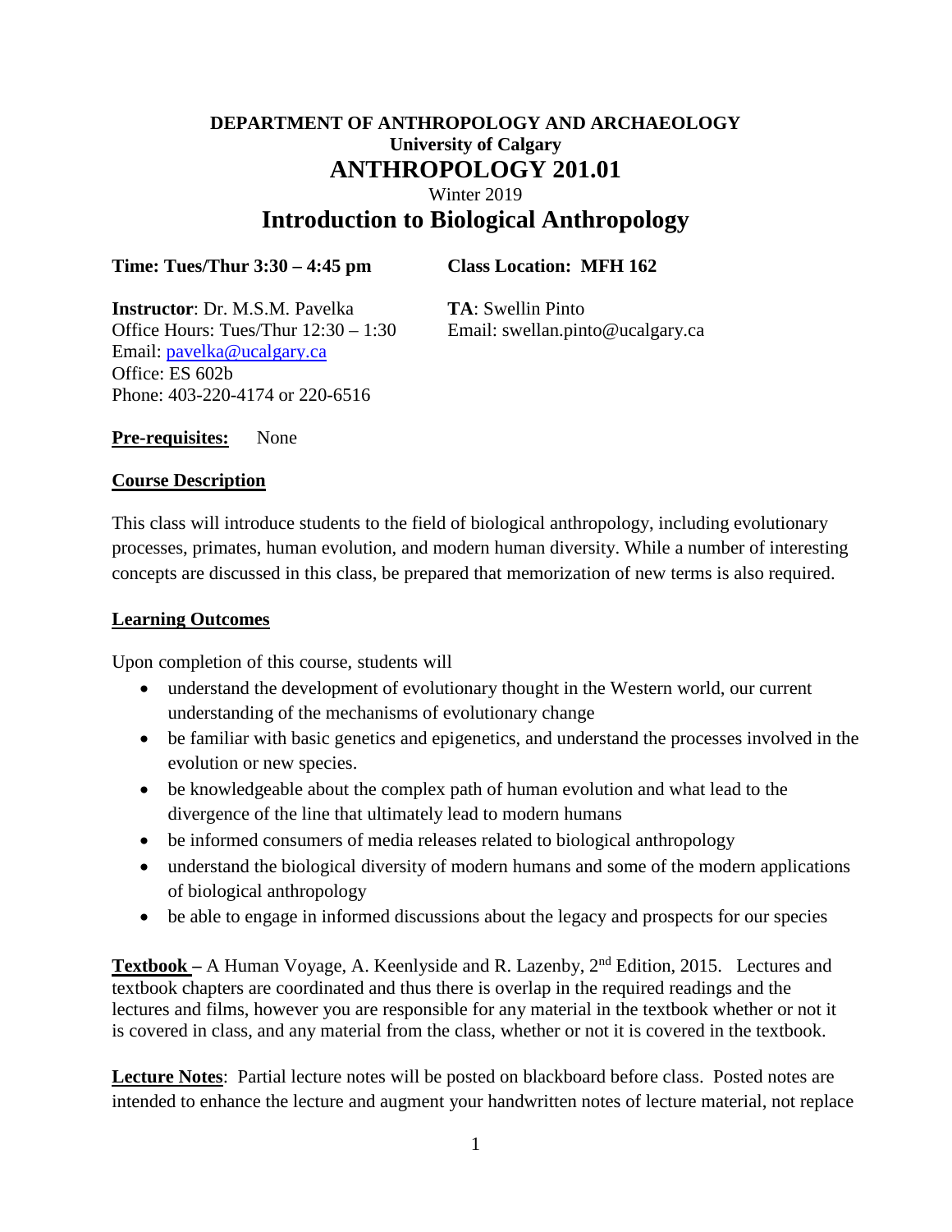**DEPARTMENT OF ANTHROPOLOGY AND ARCHAEOLOGY**
**University of Calgary**

# ANTHROPOLOGY 201.01

Winter 2019

# Introduction to Biological Anthropology

**Time: Tues/Thur 3:30 – 4:45 pm**

**Class Location: MFH 162**

**Instructor**: Dr. M.S.M. Pavelka
Office Hours: Tues/Thur 12:30 – 1:30
Email: pavelka@ucalgary.ca
Office: ES 602b
Phone: 403-220-4174 or 220-6516

**TA**: Swellin Pinto
Email: swellan.pinto@ucalgary.ca

**Pre-requisites:** None

**Course Description**

This class will introduce students to the field of biological anthropology, including evolutionary processes, primates, human evolution, and modern human diversity. While a number of interesting concepts are discussed in this class, be prepared that memorization of new terms is also required.

**Learning Outcomes**

Upon completion of this course, students will

- understand the development of evolutionary thought in the Western world, our current understanding of the mechanisms of evolutionary change
- be familiar with basic genetics and epigenetics, and understand the processes involved in the evolution or new species.
- be knowledgeable about the complex path of human evolution and what lead to the divergence of the line that ultimately lead to modern humans
- be informed consumers of media releases related to biological anthropology
- understand the biological diversity of modern humans and some of the modern applications of biological anthropology
- be able to engage in informed discussions about the legacy and prospects for our species

**Textbook –** A Human Voyage, A. Keenlyside and R. Lazenby, 2nd Edition, 2015. Lectures and textbook chapters are coordinated and thus there is overlap in the required readings and the lectures and films, however you are responsible for any material in the textbook whether or not it is covered in class, and any material from the class, whether or not it is covered in the textbook.

**Lecture Notes**: Partial lecture notes will be posted on blackboard before class. Posted notes are intended to enhance the lecture and augment your handwritten notes of lecture material, not replace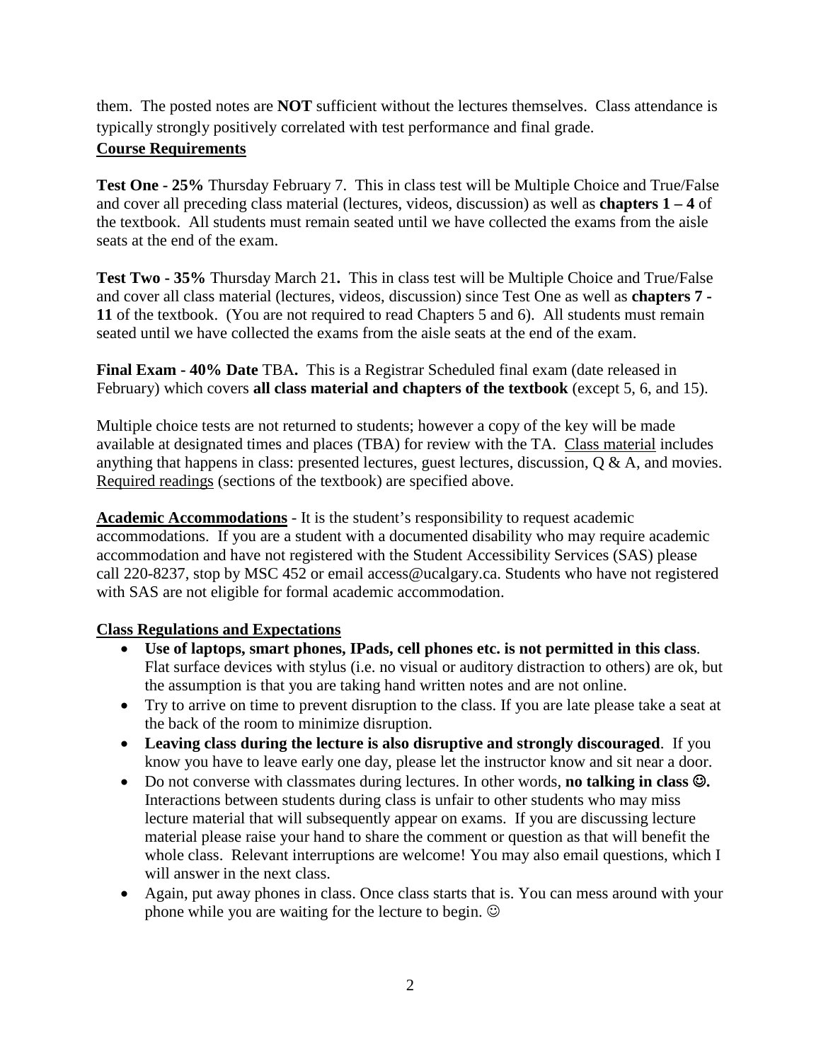them. The posted notes are **NOT** sufficient without the lectures themselves. Class attendance is typically strongly positively correlated with test performance and final grade.

## Course Requirements

**Test One - 25%** Thursday February 7. This in class test will be Multiple Choice and True/False and cover all preceding class material (lectures, videos, discussion) as well as **chapters 1 – 4** of the textbook. All students must remain seated until we have collected the exams from the aisle seats at the end of the exam.

**Test Two - 35%** Thursday March 21**.** This in class test will be Multiple Choice and True/False and cover all class material (lectures, videos, discussion) since Test One as well as **chapters 7 - 11** of the textbook. (You are not required to read Chapters 5 and 6). All students must remain seated until we have collected the exams from the aisle seats at the end of the exam.

**Final Exam - 40% Date** TBA**.** This is a Registrar Scheduled final exam (date released in February) which covers **all class material and chapters of the textbook** (except 5, 6, and 15).

Multiple choice tests are not returned to students; however a copy of the key will be made available at designated times and places (TBA) for review with the TA. Class material includes anything that happens in class: presented lectures, guest lectures, discussion, Q & A, and movies. Required readings (sections of the textbook) are specified above.

**Academic Accommodations** - It is the student's responsibility to request academic accommodations. If you are a student with a documented disability who may require academic accommodation and have not registered with the Student Accessibility Services (SAS) please call 220-8237, stop by MSC 452 or email access@ucalgary.ca. Students who have not registered with SAS are not eligible for formal academic accommodation.

## Class Regulations and Expectations

- **Use of laptops, smart phones, IPads, cell phones etc. is not permitted in this class**. Flat surface devices with stylus (i.e. no visual or auditory distraction to others) are ok, but the assumption is that you are taking hand written notes and are not online.
- Try to arrive on time to prevent disruption to the class. If you are late please take a seat at the back of the room to minimize disruption.
- **Leaving class during the lecture is also disruptive and strongly discouraged**. If you know you have to leave early one day, please let the instructor know and sit near a door.
- Do not converse with classmates during lectures. In other words, **no talking in class ☺.** Interactions between students during class is unfair to other students who may miss lecture material that will subsequently appear on exams. If you are discussing lecture material please raise your hand to share the comment or question as that will benefit the whole class. Relevant interruptions are welcome! You may also email questions, which I will answer in the next class.
- Again, put away phones in class. Once class starts that is. You can mess around with your phone while you are waiting for the lecture to begin. ☺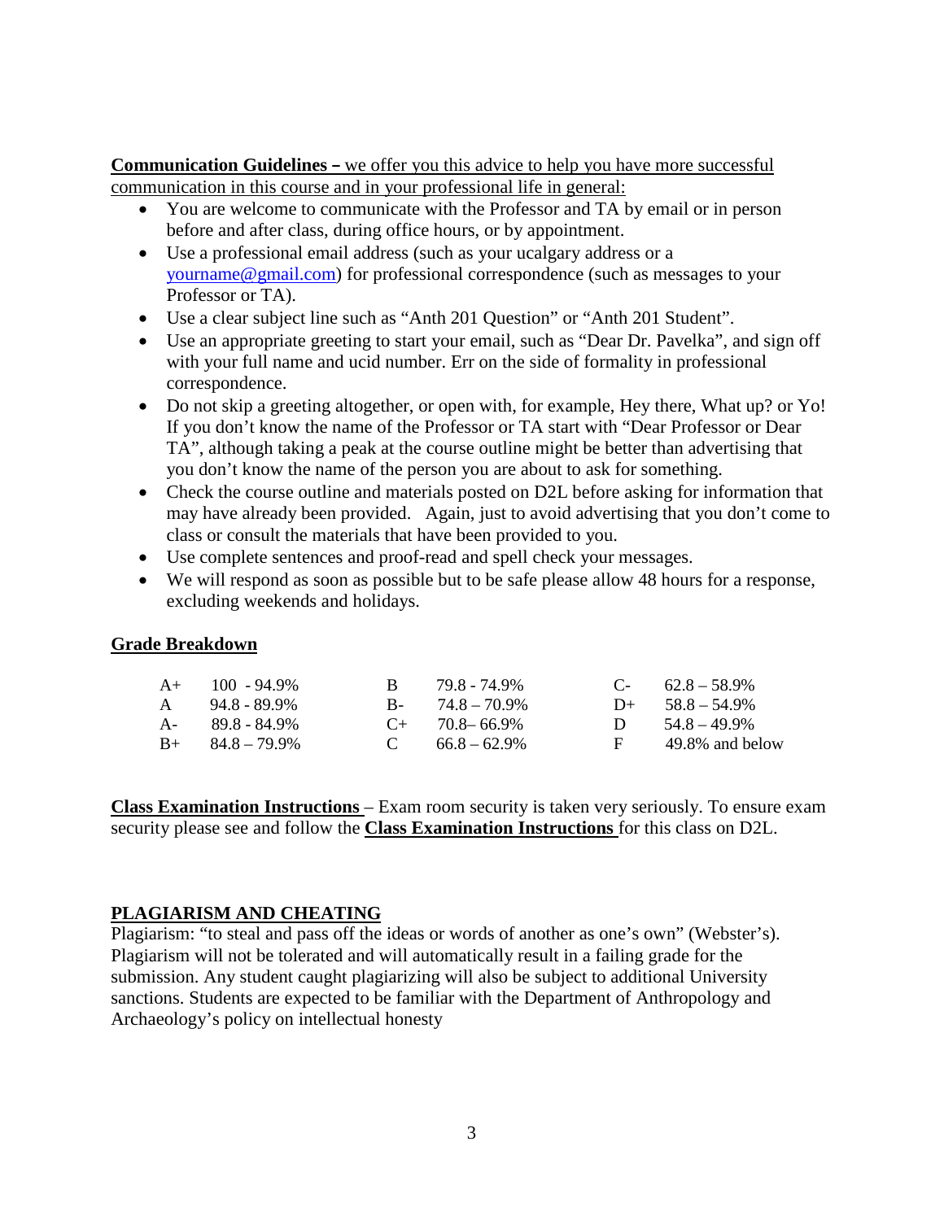**Communication Guidelines –** we offer you this advice to help you have more successful communication in this course and in your professional life in general:

- You are welcome to communicate with the Professor and TA by email or in person before and after class, during office hours, or by appointment.
- Use a professional email address (such as your ucalgary address or a yourname@gmail.com) for professional correspondence (such as messages to your Professor or TA).
- Use a clear subject line such as "Anth 201 Question" or "Anth 201 Student".
- Use an appropriate greeting to start your email, such as "Dear Dr. Pavelka", and sign off with your full name and ucid number. Err on the side of formality in professional correspondence.
- Do not skip a greeting altogether, or open with, for example, Hey there, What up? or Yo! If you don't know the name of the Professor or TA start with "Dear Professor or Dear TA", although taking a peak at the course outline might be better than advertising that you don't know the name of the person you are about to ask for something.
- Check the course outline and materials posted on D2L before asking for information that may have already been provided. Again, just to avoid advertising that you don't come to class or consult the materials that have been provided to you.
- Use complete sentences and proof-read and spell check your messages.
- We will respond as soon as possible but to be safe please allow 48 hours for a response, excluding weekends and holidays.

## Grade Breakdown

| | | | | | |
|---|---|---|---|---|---|
| A+ | 100 - 94.9% | B | 79.8 - 74.9% | C- | 62.8 – 58.9% |
| A | 94.8 - 89.9% | B- | 74.8 – 70.9% | D+ | 58.8 – 54.9% |
| A- | 89.8 - 84.9% | C+ | 70.8– 66.9% | D | 54.8 – 49.9% |
| B+ | 84.8 – 79.9% | C | 66.8 – 62.9% | F | 49.8% and below |

**Class Examination Instructions** – Exam room security is taken very seriously. To ensure exam security please see and follow the **Class Examination Instructions** for this class on D2L.

## PLAGIARISM AND CHEATING

Plagiarism: "to steal and pass off the ideas or words of another as one's own" (Webster's). Plagiarism will not be tolerated and will automatically result in a failing grade for the submission. Any student caught plagiarizing will also be subject to additional University sanctions. Students are expected to be familiar with the Department of Anthropology and Archaeology's policy on intellectual honesty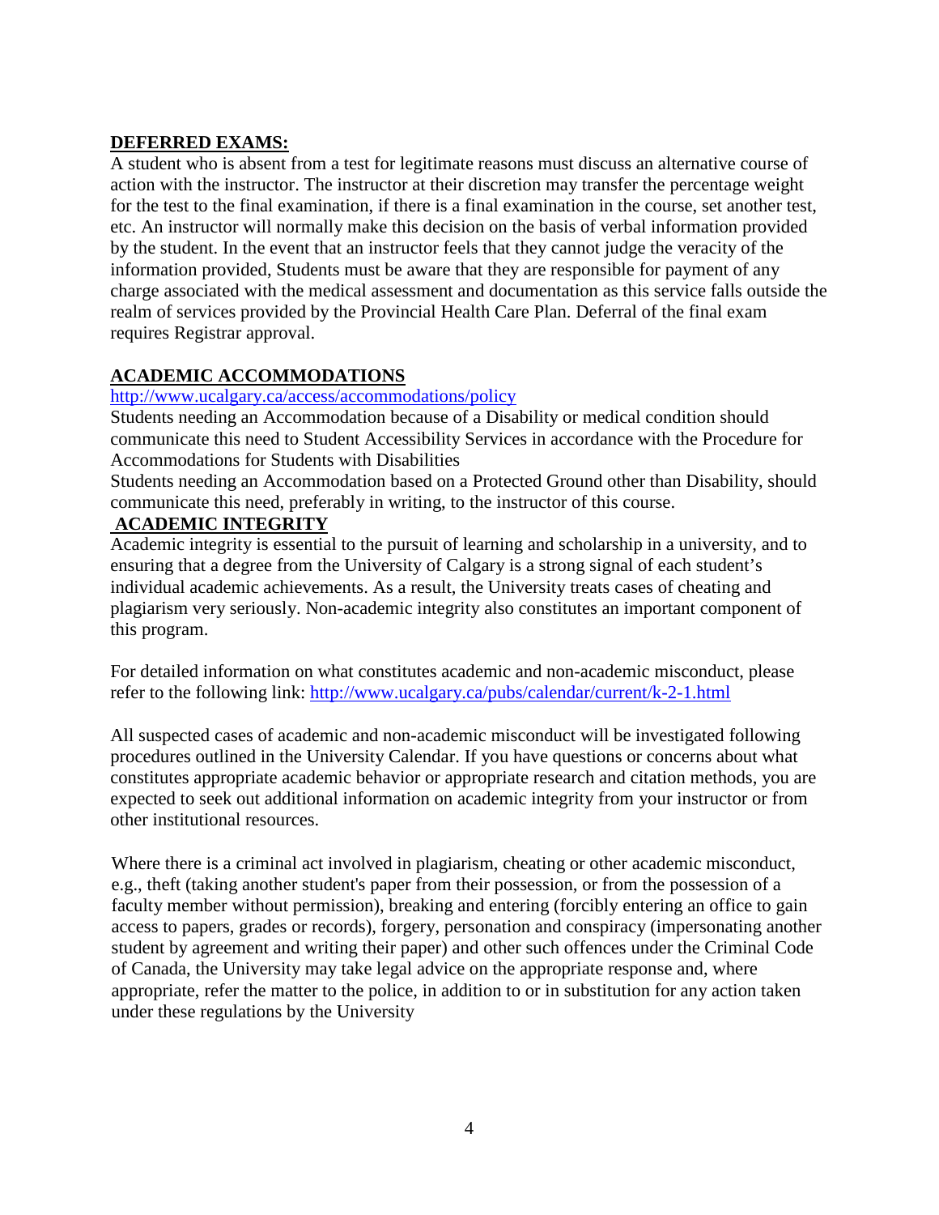## **DEFERRED EXAMS:**

A student who is absent from a test for legitimate reasons must discuss an alternative course of action with the instructor. The instructor at their discretion may transfer the percentage weight for the test to the final examination, if there is a final examination in the course, set another test, etc. An instructor will normally make this decision on the basis of verbal information provided by the student. In the event that an instructor feels that they cannot judge the veracity of the information provided, Students must be aware that they are responsible for payment of any charge associated with the medical assessment and documentation as this service falls outside the realm of services provided by the Provincial Health Care Plan. Deferral of the final exam requires Registrar approval.

## **ACADEMIC ACCOMMODATIONS**

http://www.ucalgary.ca/access/accommodations/policy

Students needing an Accommodation because of a Disability or medical condition should communicate this need to Student Accessibility Services in accordance with the Procedure for Accommodations for Students with Disabilities

Students needing an Accommodation based on a Protected Ground other than Disability, should communicate this need, preferably in writing, to the instructor of this course.

## **ACADEMIC INTEGRITY**

Academic integrity is essential to the pursuit of learning and scholarship in a university, and to ensuring that a degree from the University of Calgary is a strong signal of each student's individual academic achievements. As a result, the University treats cases of cheating and plagiarism very seriously. Non-academic integrity also constitutes an important component of this program.

For detailed information on what constitutes academic and non-academic misconduct, please refer to the following link: http://www.ucalgary.ca/pubs/calendar/current/k-2-1.html

All suspected cases of academic and non-academic misconduct will be investigated following procedures outlined in the University Calendar. If you have questions or concerns about what constitutes appropriate academic behavior or appropriate research and citation methods, you are expected to seek out additional information on academic integrity from your instructor or from other institutional resources.

Where there is a criminal act involved in plagiarism, cheating or other academic misconduct, e.g., theft (taking another student's paper from their possession, or from the possession of a faculty member without permission), breaking and entering (forcibly entering an office to gain access to papers, grades or records), forgery, personation and conspiracy (impersonating another student by agreement and writing their paper) and other such offences under the Criminal Code of Canada, the University may take legal advice on the appropriate response and, where appropriate, refer the matter to the police, in addition to or in substitution for any action taken under these regulations by the University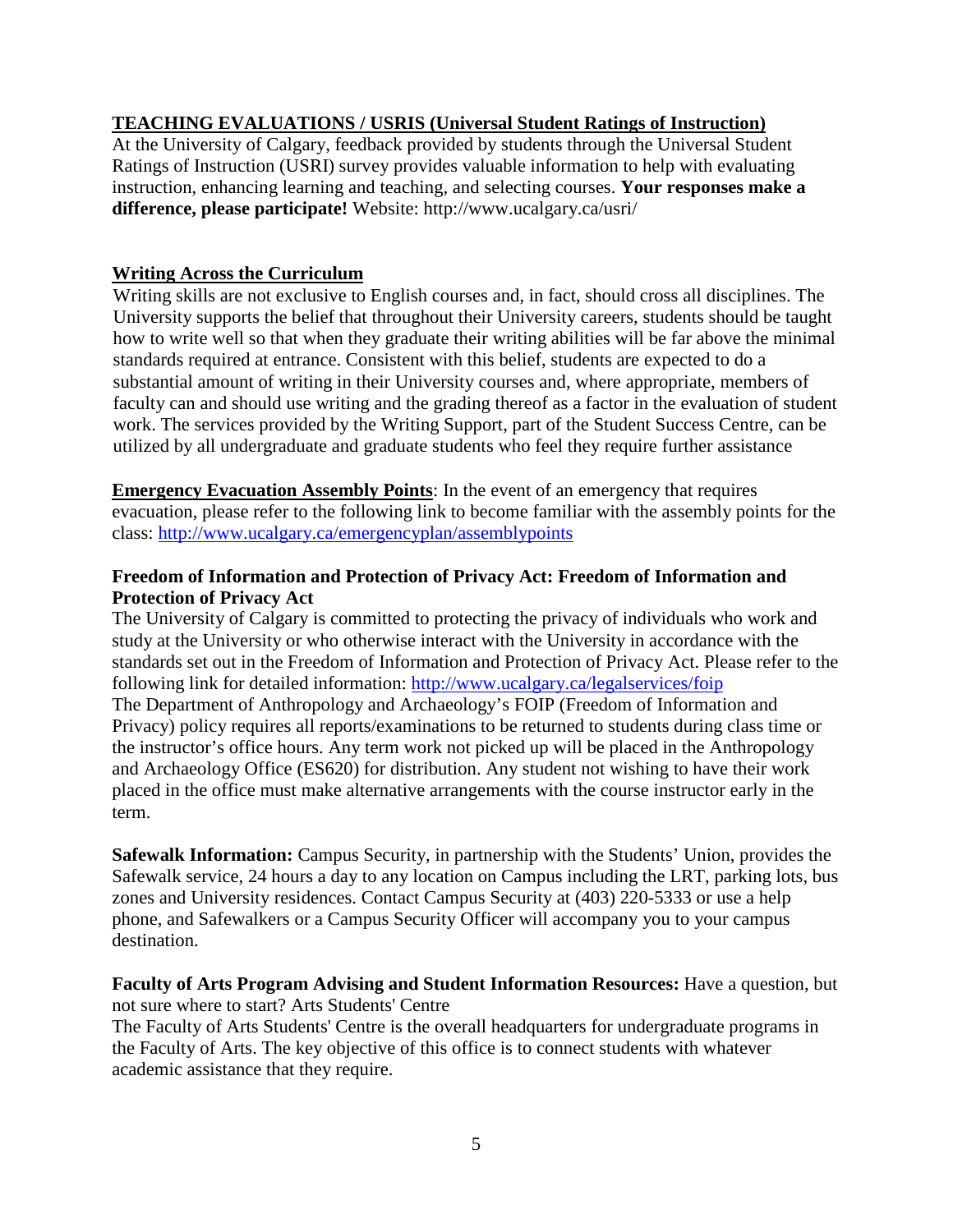**TEACHING EVALUATIONS / USRIS (Universal Student Ratings of Instruction)**

At the University of Calgary, feedback provided by students through the Universal Student Ratings of Instruction (USRI) survey provides valuable information to help with evaluating instruction, enhancing learning and teaching, and selecting courses. **Your responses make a difference, please participate!** Website: http://www.ucalgary.ca/usri/

**Writing Across the Curriculum**

Writing skills are not exclusive to English courses and, in fact, should cross all disciplines. The University supports the belief that throughout their University careers, students should be taught how to write well so that when they graduate their writing abilities will be far above the minimal standards required at entrance. Consistent with this belief, students are expected to do a substantial amount of writing in their University courses and, where appropriate, members of faculty can and should use writing and the grading thereof as a factor in the evaluation of student work. The services provided by the Writing Support, part of the Student Success Centre, can be utilized by all undergraduate and graduate students who feel they require further assistance

**Emergency Evacuation Assembly Points**: In the event of an emergency that requires evacuation, please refer to the following link to become familiar with the assembly points for the class: http://www.ucalgary.ca/emergencyplan/assemblypoints

**Freedom of Information and Protection of Privacy Act: Freedom of Information and Protection of Privacy Act**

The University of Calgary is committed to protecting the privacy of individuals who work and study at the University or who otherwise interact with the University in accordance with the standards set out in the Freedom of Information and Protection of Privacy Act. Please refer to the following link for detailed information: http://www.ucalgary.ca/legalservices/foip

The Department of Anthropology and Archaeology's FOIP (Freedom of Information and Privacy) policy requires all reports/examinations to be returned to students during class time or the instructor's office hours. Any term work not picked up will be placed in the Anthropology and Archaeology Office (ES620) for distribution. Any student not wishing to have their work placed in the office must make alternative arrangements with the course instructor early in the term.

**Safewalk Information:** Campus Security, in partnership with the Students' Union, provides the Safewalk service, 24 hours a day to any location on Campus including the LRT, parking lots, bus zones and University residences. Contact Campus Security at (403) 220-5333 or use a help phone, and Safewalkers or a Campus Security Officer will accompany you to your campus destination.

**Faculty of Arts Program Advising and Student Information Resources:** Have a question, but not sure where to start? Arts Students' Centre

The Faculty of Arts Students' Centre is the overall headquarters for undergraduate programs in the Faculty of Arts. The key objective of this office is to connect students with whatever academic assistance that they require.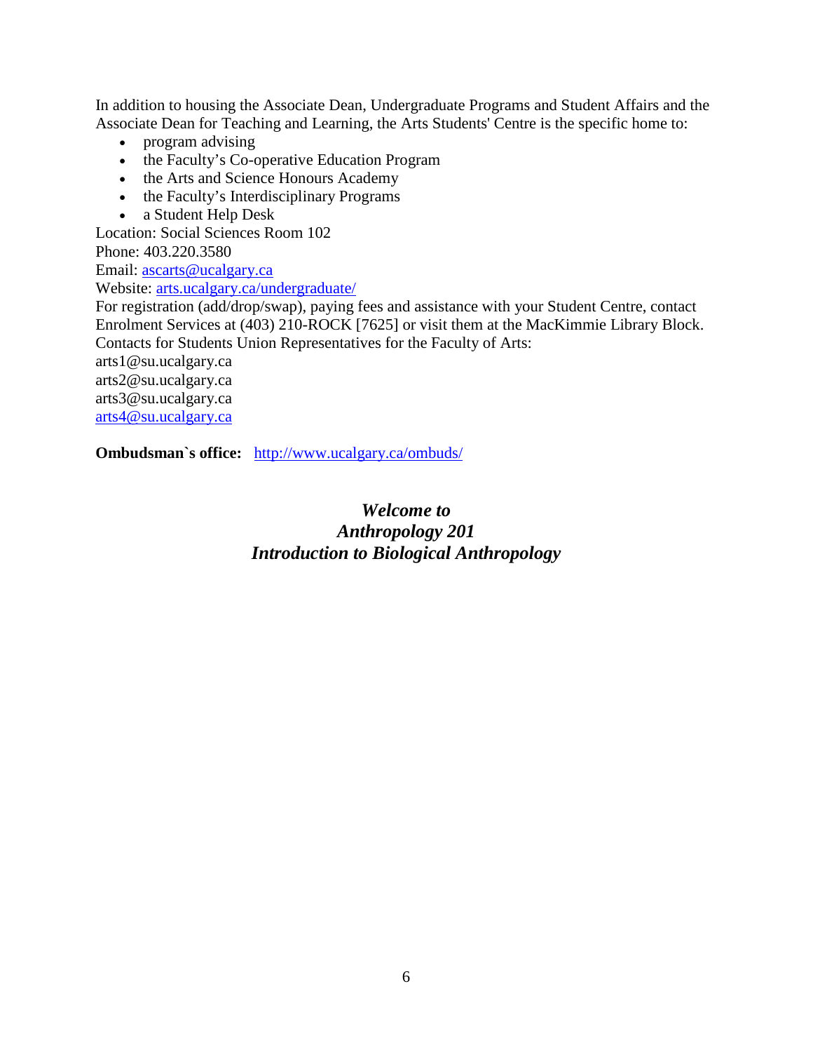In addition to housing the Associate Dean, Undergraduate Programs and Student Affairs and the Associate Dean for Teaching and Learning, the Arts Students' Centre is the specific home to:

- program advising
- the Faculty's Co-operative Education Program
- the Arts and Science Honours Academy
- the Faculty's Interdisciplinary Programs
- a Student Help Desk

Location: Social Sciences Room 102
Phone: 403.220.3580
Email: ascarts@ucalgary.ca
Website: arts.ucalgary.ca/undergraduate/
For registration (add/drop/swap), paying fees and assistance with your Student Centre, contact Enrolment Services at (403) 210-ROCK [7625] or visit them at the MacKimmie Library Block.
Contacts for Students Union Representatives for the Faculty of Arts:
arts1@su.ucalgary.ca
arts2@su.ucalgary.ca
arts3@su.ucalgary.ca
arts4@su.ucalgary.ca

**Ombudsman`s office:** http://www.ucalgary.ca/ombuds/

***Welcome to***
***Anthropology 201***
***Introduction to Biological Anthropology***